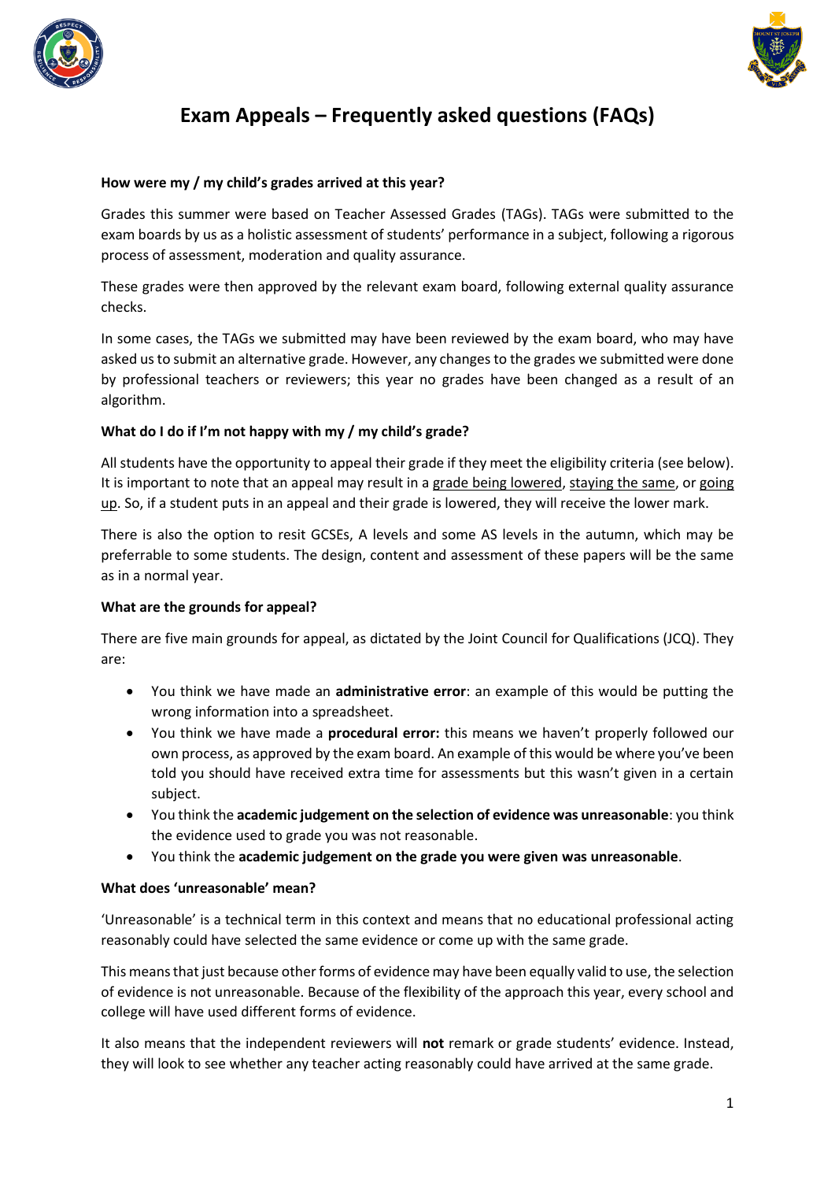# Exam Appeals – Frequently asked questions (FAQs)

**How were my / my child's grades arrived at this year?**

Grades this summer were based on Teacher Assessed Grades (TAGs). TAGs were submitted to the exam boards by us as a holistic assessment of students' performance in a subject, following a rigorous process of assessment, moderation and quality assurance.

These grades were then approved by the relevant exam board, following external quality assurance checks.

In some cases, the TAGs we submitted may have been reviewed by the exam board, who may have asked us to submit an alternative grade. However, any changes to the grades we submitted were done by professional teachers or reviewers; this year no grades have been changed as a result of an algorithm.

**What do I do if I'm not happy with my / my child's grade?**

All students have the opportunity to appeal their grade if they meet the eligibility criteria (see below). It is important to note that an appeal may result in a <u>grade being lowered</u>, <u>staying the same</u>, or <u>going up</u>. So, if a student puts in an appeal and their grade is lowered, they will receive the lower mark.

There is also the option to resit GCSEs, A levels and some AS levels in the autumn, which may be preferrable to some students. The design, content and assessment of these papers will be the same as in a normal year.

**What are the grounds for appeal?**

There are five main grounds for appeal, as dictated by the Joint Council for Qualifications (JCQ). They are:

- You think we have made an **administrative error**: an example of this would be putting the wrong information into a spreadsheet.
- You think we have made a **procedural error:** this means we haven't properly followed our own process, as approved by the exam board. An example of this would be where you've been told you should have received extra time for assessments but this wasn't given in a certain subject.
- You think the **academic judgement on the selection of evidence was unreasonable**: you think the evidence used to grade you was not reasonable.
- You think the **academic judgement on the grade you were given was unreasonable**.

**What does 'unreasonable' mean?**

'Unreasonable' is a technical term in this context and means that no educational professional acting reasonably could have selected the same evidence or come up with the same grade.

This means that just because other forms of evidence may have been equally valid to use, the selection of evidence is not unreasonable. Because of the flexibility of the approach this year, every school and college will have used different forms of evidence.

It also means that the independent reviewers will **not** remark or grade students' evidence. Instead, they will look to see whether any teacher acting reasonably could have arrived at the same grade.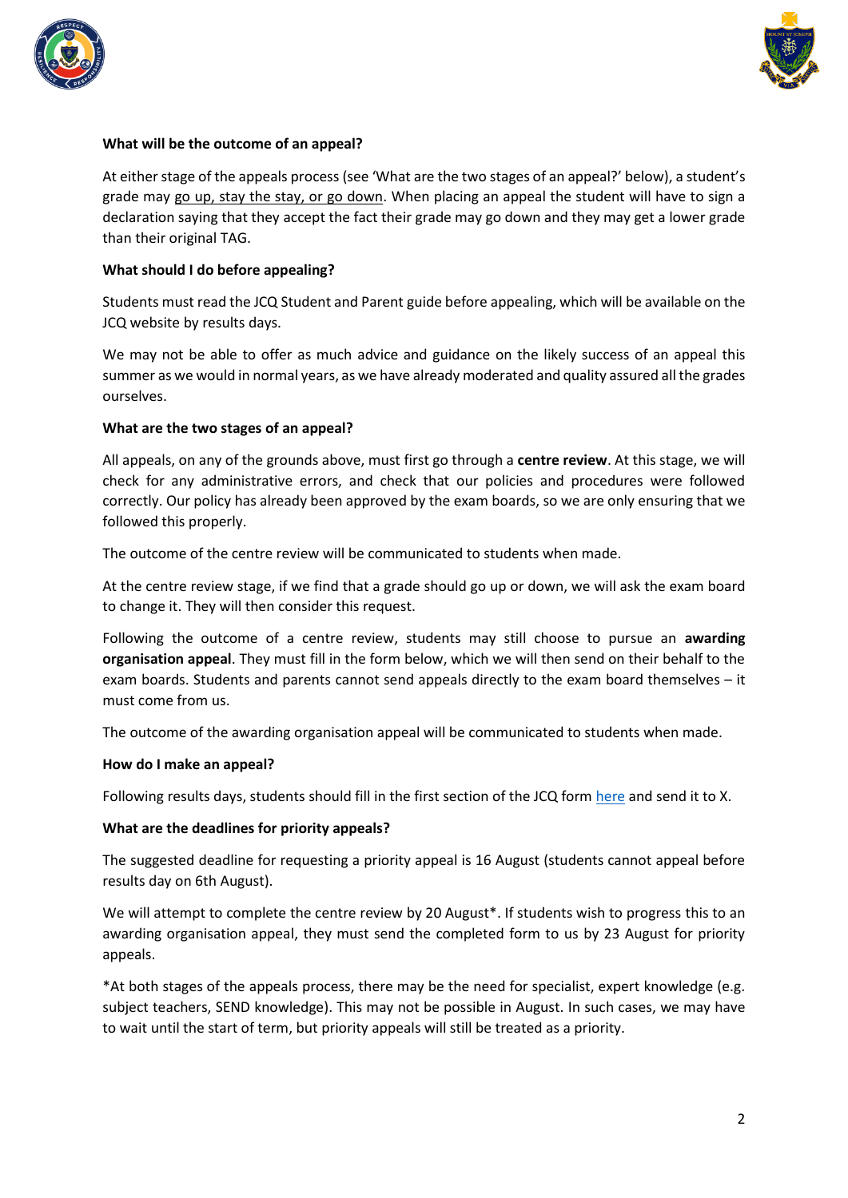**What will be the outcome of an appeal?**

At either stage of the appeals process (see 'What are the two stages of an appeal?' below), a student's grade may go up, stay the stay, or go down. When placing an appeal the student will have to sign a declaration saying that they accept the fact their grade may go down and they may get a lower grade than their original TAG.

**What should I do before appealing?**

Students must read the JCQ Student and Parent guide before appealing, which will be available on the JCQ website by results days.

We may not be able to offer as much advice and guidance on the likely success of an appeal this summer as we would in normal years, as we have already moderated and quality assured all the grades ourselves.

**What are the two stages of an appeal?**

All appeals, on any of the grounds above, must first go through a **centre review**. At this stage, we will check for any administrative errors, and check that our policies and procedures were followed correctly. Our policy has already been approved by the exam boards, so we are only ensuring that we followed this properly.

The outcome of the centre review will be communicated to students when made.

At the centre review stage, if we find that a grade should go up or down, we will ask the exam board to change it. They will then consider this request.

Following the outcome of a centre review, students may still choose to pursue an **awarding organisation appeal**. They must fill in the form below, which we will then send on their behalf to the exam boards. Students and parents cannot send appeals directly to the exam board themselves – it must come from us.

The outcome of the awarding organisation appeal will be communicated to students when made.

**How do I make an appeal?**

Following results days, students should fill in the first section of the JCQ form here and send it to X.

**What are the deadlines for priority appeals?**

The suggested deadline for requesting a priority appeal is 16 August (students cannot appeal before results day on 6th August).

We will attempt to complete the centre review by 20 August*. If students wish to progress this to an awarding organisation appeal, they must send the completed form to us by 23 August for priority appeals.

*At both stages of the appeals process, there may be the need for specialist, expert knowledge (e.g. subject teachers, SEND knowledge). This may not be possible in August. In such cases, we may have to wait until the start of term, but priority appeals will still be treated as a priority.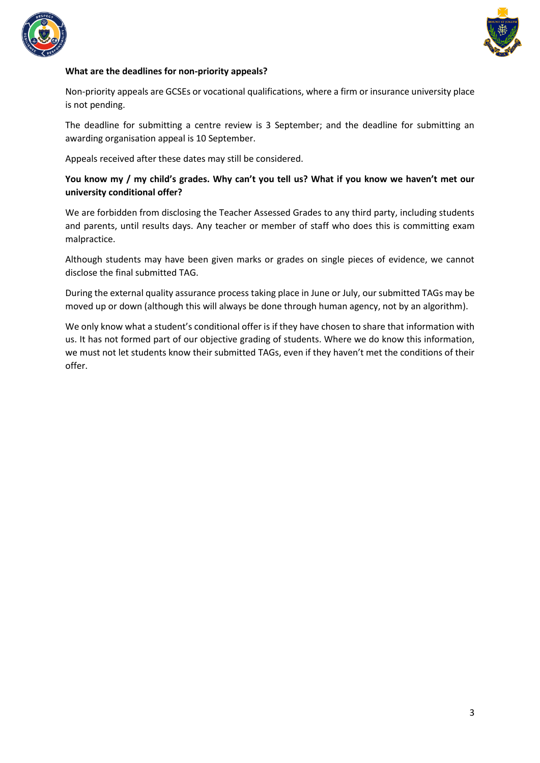**What are the deadlines for non-priority appeals?**

Non-priority appeals are GCSEs or vocational qualifications, where a firm or insurance university place is not pending.

The deadline for submitting a centre review is 3 September; and the deadline for submitting an awarding organisation appeal is 10 September.

Appeals received after these dates may still be considered.

**You know my / my child's grades. Why can't you tell us? What if you know we haven't met our university conditional offer?**

We are forbidden from disclosing the Teacher Assessed Grades to any third party, including students and parents, until results days. Any teacher or member of staff who does this is committing exam malpractice.

Although students may have been given marks or grades on single pieces of evidence, we cannot disclose the final submitted TAG.

During the external quality assurance process taking place in June or July, our submitted TAGs may be moved up or down (although this will always be done through human agency, not by an algorithm).

We only know what a student's conditional offer is if they have chosen to share that information with us. It has not formed part of our objective grading of students. Where we do know this information, we must not let students know their submitted TAGs, even if they haven't met the conditions of their offer.